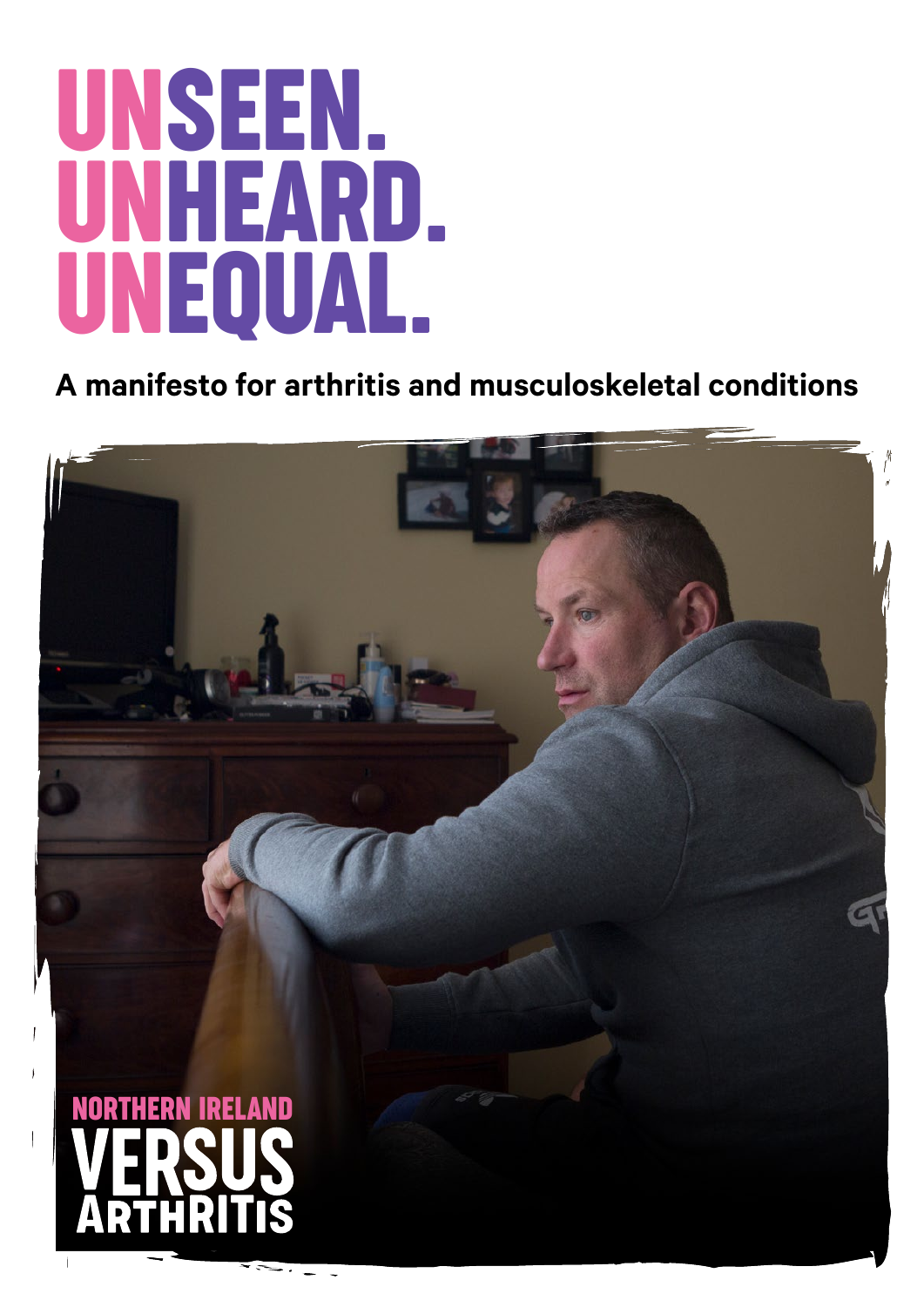# UNSEEN. UNHEARD. UNEQUAL.

**A manifesto for arthritis and musculoskeletal conditions**

NORTHERN IRELAND
VERSUS ARTHRITIS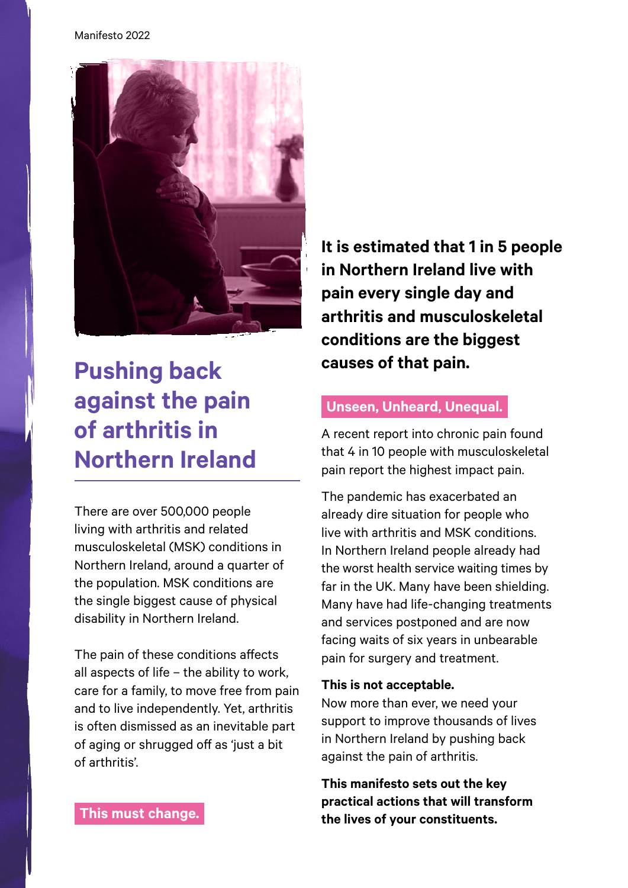# Pushing back against the pain of arthritis in Northern Ireland

There are over 500,000 people living with arthritis and related musculoskeletal (MSK) conditions in Northern Ireland, around a quarter of the population. MSK conditions are the single biggest cause of physical disability in Northern Ireland.

The pain of these conditions affects all aspects of life – the ability to work, care for a family, to move free from pain and to live independently. Yet, arthritis is often dismissed as an inevitable part of aging or shrugged off as 'just a bit of arthritis'.

**This must change.**

**It is estimated that 1 in 5 people in Northern Ireland live with pain every single day and arthritis and musculoskeletal conditions are the biggest causes of that pain.**

## Unseen, Unheard, Unequal.

A recent report into chronic pain found that 4 in 10 people with musculoskeletal pain report the highest impact pain.

The pandemic has exacerbated an already dire situation for people who live with arthritis and MSK conditions. In Northern Ireland people already had the worst health service waiting times by far in the UK. Many have been shielding. Many have had life-changing treatments and services postponed and are now facing waits of six years in unbearable pain for surgery and treatment.

**This is not acceptable.**
Now more than ever, we need your support to improve thousands of lives in Northern Ireland by pushing back against the pain of arthritis.

**This manifesto sets out the key practical actions that will transform the lives of your constituents.**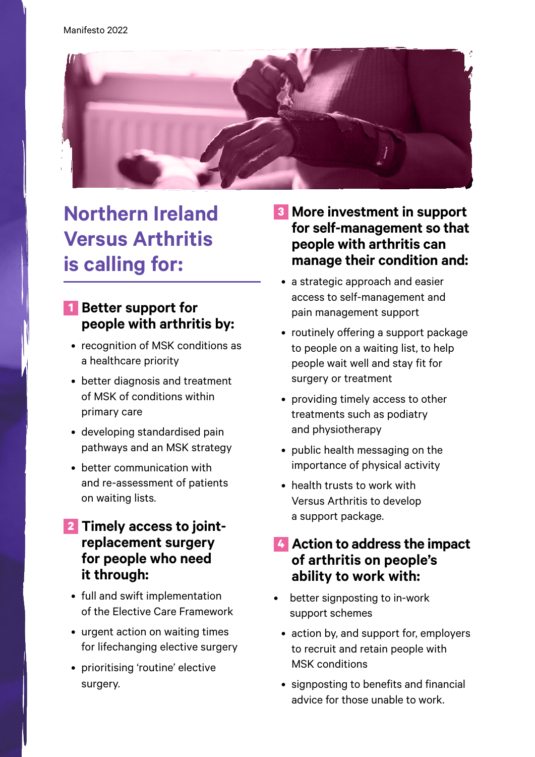# Northern Ireland Versus Arthritis is calling for:

## 1 Better support for people with arthritis by:

- recognition of MSK conditions as a healthcare priority
- better diagnosis and treatment of MSK of conditions within primary care
- developing standardised pain pathways and an MSK strategy
- better communication with and re-assessment of patients on waiting lists.

## 2 Timely access to joint-replacement surgery for people who need it through:

- full and swift implementation of the Elective Care Framework
- urgent action on waiting times for lifechanging elective surgery
- prioritising 'routine' elective surgery.

## 3 More investment in support for self-management so that people with arthritis can manage their condition and:

- a strategic approach and easier access to self-management and pain management support
- routinely offering a support package to people on a waiting list, to help people wait well and stay fit for surgery or treatment
- providing timely access to other treatments such as podiatry and physiotherapy
- public health messaging on the importance of physical activity
- health trusts to work with Versus Arthritis to develop a support package.

## 4 Action to address the impact of arthritis on people's ability to work with:

- better signposting to in-work support schemes
- action by, and support for, employers to recruit and retain people with MSK conditions
- signposting to benefits and financial advice for those unable to work.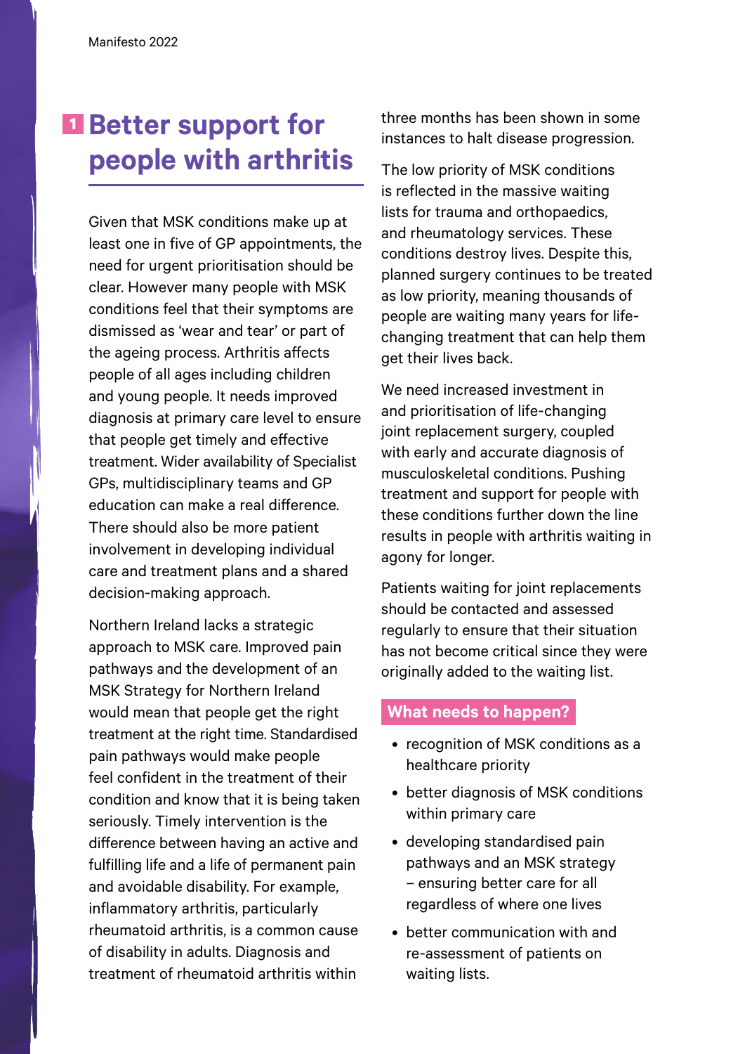## 1 Better support for people with arthritis

Given that MSK conditions make up at least one in five of GP appointments, the need for urgent prioritisation should be clear. However many people with MSK conditions feel that their symptoms are dismissed as 'wear and tear' or part of the ageing process. Arthritis affects people of all ages including children and young people. It needs improved diagnosis at primary care level to ensure that people get timely and effective treatment. Wider availability of Specialist GPs, multidisciplinary teams and GP education can make a real difference. There should also be more patient involvement in developing individual care and treatment plans and a shared decision-making approach.

Northern Ireland lacks a strategic approach to MSK care. Improved pain pathways and the development of an MSK Strategy for Northern Ireland would mean that people get the right treatment at the right time. Standardised pain pathways would make people feel confident in the treatment of their condition and know that it is being taken seriously. Timely intervention is the difference between having an active and fulfilling life and a life of permanent pain and avoidable disability. For example, inflammatory arthritis, particularly rheumatoid arthritis, is a common cause of disability in adults. Diagnosis and treatment of rheumatoid arthritis within three months has been shown in some instances to halt disease progression.

The low priority of MSK conditions is reflected in the massive waiting lists for trauma and orthopaedics, and rheumatology services. These conditions destroy lives. Despite this, planned surgery continues to be treated as low priority, meaning thousands of people are waiting many years for life-changing treatment that can help them get their lives back.

We need increased investment in and prioritisation of life-changing joint replacement surgery, coupled with early and accurate diagnosis of musculoskeletal conditions. Pushing treatment and support for people with these conditions further down the line results in people with arthritis waiting in agony for longer.

Patients waiting for joint replacements should be contacted and assessed regularly to ensure that their situation has not become critical since they were originally added to the waiting list.

### What needs to happen?

- recognition of MSK conditions as a healthcare priority
- better diagnosis of MSK conditions within primary care
- developing standardised pain pathways and an MSK strategy – ensuring better care for all regardless of where one lives
- better communication with and re-assessment of patients on waiting lists.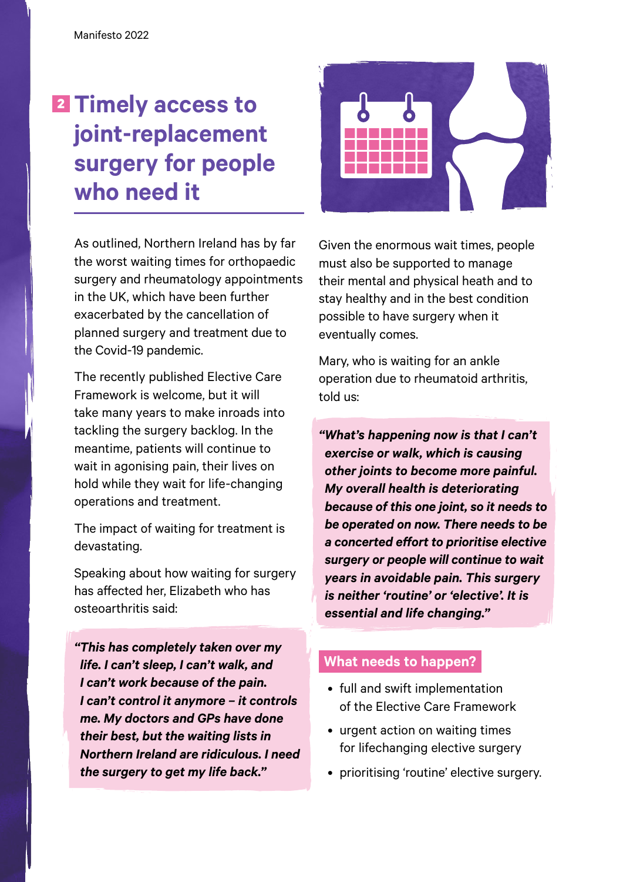## 2 Timely access to joint-replacement surgery for people who need it

As outlined, Northern Ireland has by far the worst waiting times for orthopaedic surgery and rheumatology appointments in the UK, which have been further exacerbated by the cancellation of planned surgery and treatment due to the Covid-19 pandemic.

The recently published Elective Care Framework is welcome, but it will take many years to make inroads into tackling the surgery backlog. In the meantime, patients will continue to wait in agonising pain, their lives on hold while they wait for life-changing operations and treatment.

The impact of waiting for treatment is devastating.

Speaking about how waiting for surgery has affected her, Elizabeth who has osteoarthritis said:

> ***"This has completely taken over my life. I can't sleep, I can't walk, and I can't work because of the pain. I can't control it anymore – it controls me. My doctors and GPs have done their best, but the waiting lists in Northern Ireland are ridiculous. I need the surgery to get my life back."***

Given the enormous wait times, people must also be supported to manage their mental and physical heath and to stay healthy and in the best condition possible to have surgery when it eventually comes.

Mary, who is waiting for an ankle operation due to rheumatoid arthritis, told us:

> ***"What's happening now is that I can't exercise or walk, which is causing other joints to become more painful. My overall health is deteriorating because of this one joint, so it needs to be operated on now. There needs to be a concerted effort to prioritise elective surgery or people will continue to wait years in avoidable pain. This surgery is neither 'routine' or 'elective'. It is essential and life changing."***

### What needs to happen?

- full and swift implementation of the Elective Care Framework
- urgent action on waiting times for lifechanging elective surgery
- prioritising 'routine' elective surgery.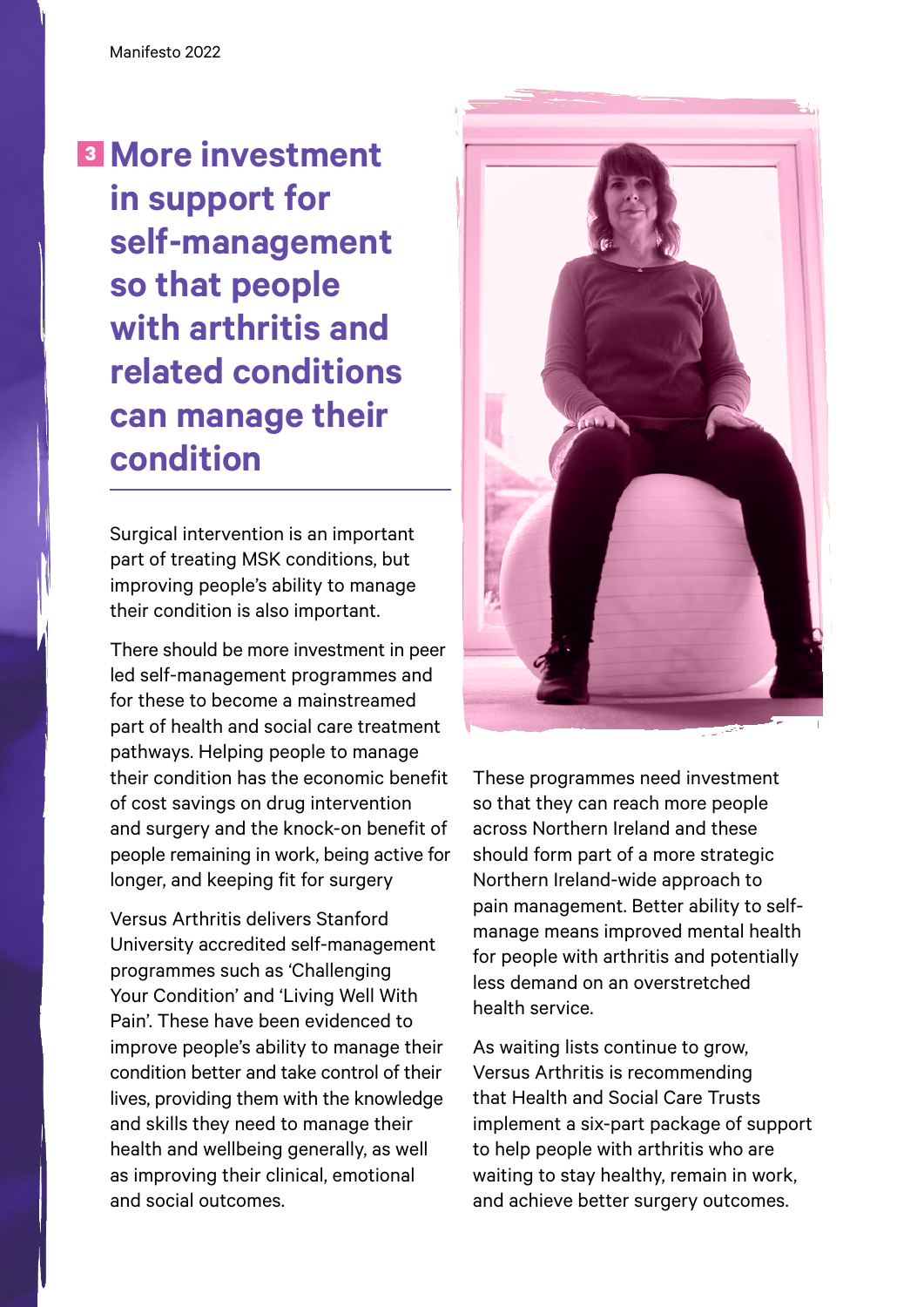## 3 More investment in support for self-management so that people with arthritis and related conditions can manage their condition

Surgical intervention is an important part of treating MSK conditions, but improving people's ability to manage their condition is also important.

There should be more investment in peer led self-management programmes and for these to become a mainstreamed part of health and social care treatment pathways. Helping people to manage their condition has the economic benefit of cost savings on drug intervention and surgery and the knock-on benefit of people remaining in work, being active for longer, and keeping fit for surgery

Versus Arthritis delivers Stanford University accredited self-management programmes such as 'Challenging Your Condition' and 'Living Well With Pain'. These have been evidenced to improve people's ability to manage their condition better and take control of their lives, providing them with the knowledge and skills they need to manage their health and wellbeing generally, as well as improving their clinical, emotional and social outcomes.

These programmes need investment so that they can reach more people across Northern Ireland and these should form part of a more strategic Northern Ireland-wide approach to pain management. Better ability to self-manage means improved mental health for people with arthritis and potentially less demand on an overstretched health service.

As waiting lists continue to grow, Versus Arthritis is recommending that Health and Social Care Trusts implement a six-part package of support to help people with arthritis who are waiting to stay healthy, remain in work, and achieve better surgery outcomes.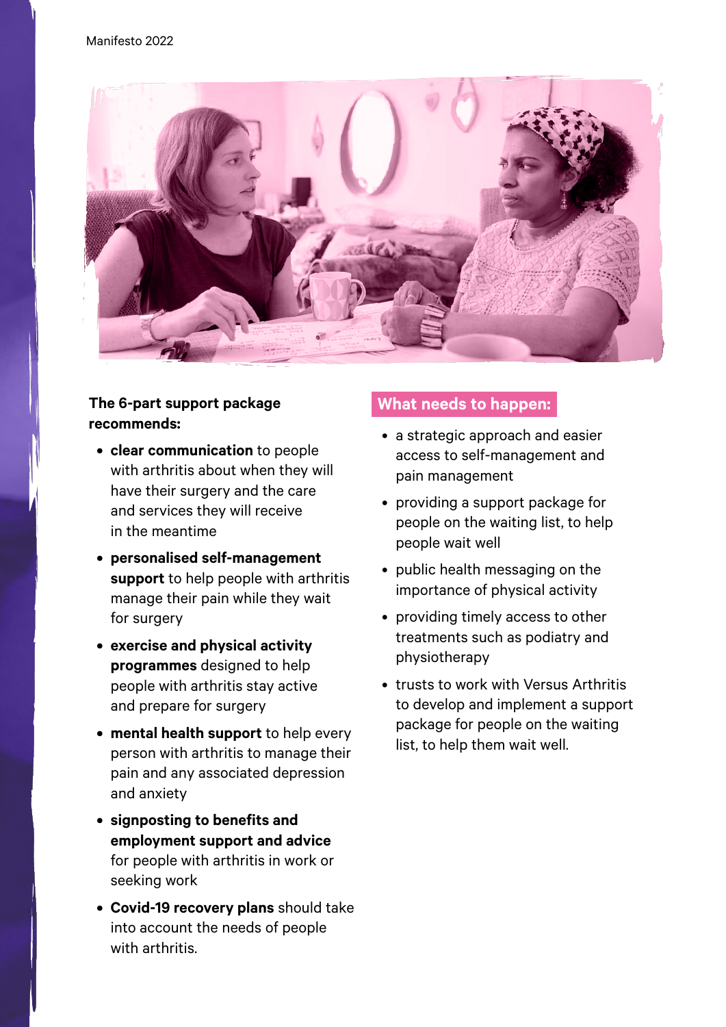**The 6-part support package recommends:**

- **clear communication** to people with arthritis about when they will have their surgery and the care and services they will receive in the meantime
- **personalised self-management support** to help people with arthritis manage their pain while they wait for surgery
- **exercise and physical activity programmes** designed to help people with arthritis stay active and prepare for surgery
- **mental health support** to help every person with arthritis to manage their pain and any associated depression and anxiety
- **signposting to benefits and employment support and advice** for people with arthritis in work or seeking work
- **Covid-19 recovery plans** should take into account the needs of people with arthritis.

## What needs to happen:

- a strategic approach and easier access to self-management and pain management
- providing a support package for people on the waiting list, to help people wait well
- public health messaging on the importance of physical activity
- providing timely access to other treatments such as podiatry and physiotherapy
- trusts to work with Versus Arthritis to develop and implement a support package for people on the waiting list, to help them wait well.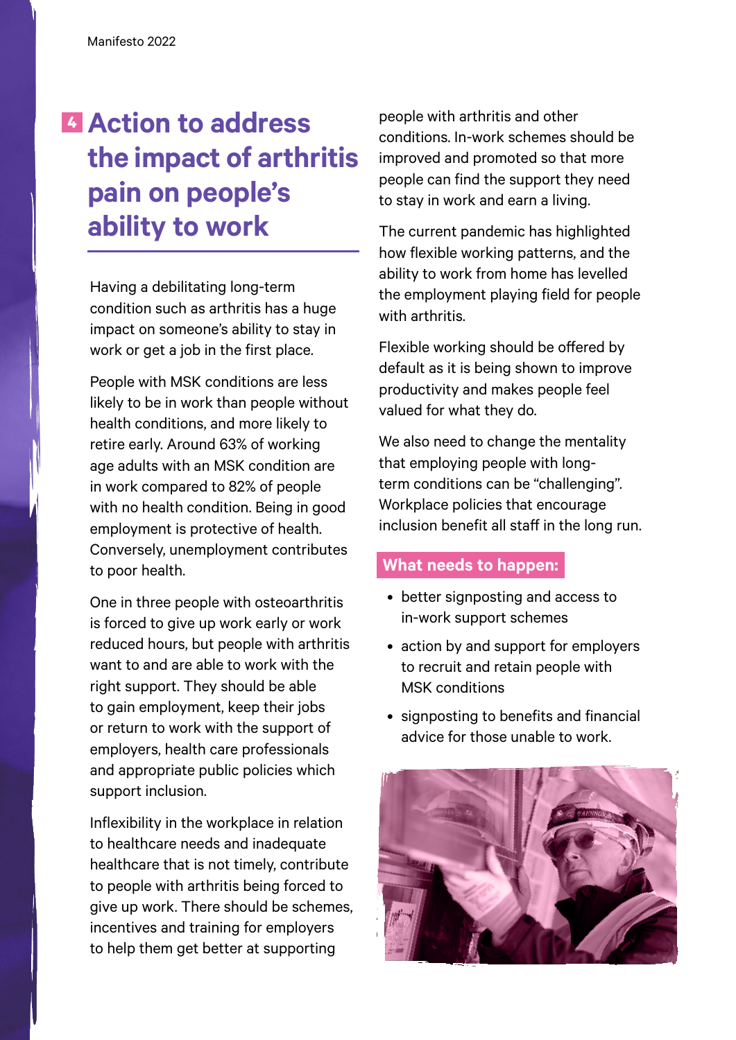# 4 Action to address the impact of arthritis pain on people's ability to work

Having a debilitating long-term condition such as arthritis has a huge impact on someone's ability to stay in work or get a job in the first place.

People with MSK conditions are less likely to be in work than people without health conditions, and more likely to retire early. Around 63% of working age adults with an MSK condition are in work compared to 82% of people with no health condition. Being in good employment is protective of health. Conversely, unemployment contributes to poor health.

One in three people with osteoarthritis is forced to give up work early or work reduced hours, but people with arthritis want to and are able to work with the right support. They should be able to gain employment, keep their jobs or return to work with the support of employers, health care professionals and appropriate public policies which support inclusion.

Inflexibility in the workplace in relation to healthcare needs and inadequate healthcare that is not timely, contribute to people with arthritis being forced to give up work. There should be schemes, incentives and training for employers to help them get better at supporting people with arthritis and other conditions. In-work schemes should be improved and promoted so that more people can find the support they need to stay in work and earn a living.

The current pandemic has highlighted how flexible working patterns, and the ability to work from home has levelled the employment playing field for people with arthritis.

Flexible working should be offered by default as it is being shown to improve productivity and makes people feel valued for what they do.

We also need to change the mentality that employing people with long-term conditions can be "challenging". Workplace policies that encourage inclusion benefit all staff in the long run.

**What needs to happen:**

- better signposting and access to in-work support schemes
- action by and support for employers to recruit and retain people with MSK conditions
- signposting to benefits and financial advice for those unable to work.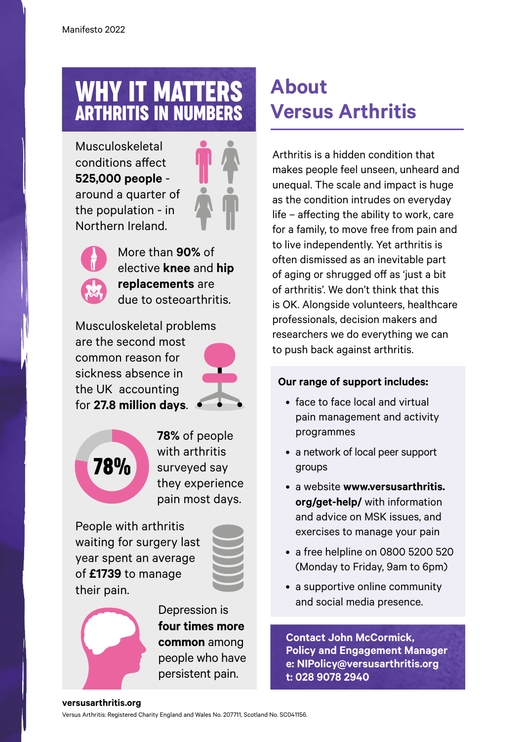# WHY IT MATTERS
## ARTHRITIS IN NUMBERS

Musculoskeletal conditions affect **525,000 people** - around a quarter of the population - in Northern Ireland.

More than **90%** of elective **knee** and **hip replacements** are due to osteoarthritis.

Musculoskeletal problems are the second most common reason for sickness absence in the UK accounting for **27.8 million days**.

78%

**78%** of people with arthritis surveyed say they experience pain most days.

People with arthritis waiting for surgery last year spent an average of **£1739** to manage their pain.

Depression is **four times more common** among people who have persistent pain.

# About Versus Arthritis

Arthritis is a hidden condition that makes people feel unseen, unheard and unequal. The scale and impact is huge as the condition intrudes on everyday life – affecting the ability to work, care for a family, to move free from pain and to live independently. Yet arthritis is often dismissed as an inevitable part of aging or shrugged off as 'just a bit of arthritis'. We don't think that this is OK. Alongside volunteers, healthcare professionals, decision makers and researchers we do everything we can to push back against arthritis.

**Our range of support includes:**

- face to face local and virtual pain management and activity programmes
- a network of local peer support groups
- a website **www.versusarthritis.org/get-help/** with information and advice on MSK issues, and exercises to manage your pain
- a free helpline on 0800 5200 520 (Monday to Friday, 9am to 6pm)
- a supportive online community and social media presence.

**Contact John McCormick, Policy and Engagement Manager**
**e: NIPolicy@versusarthritis.org**
**t: 028 9078 2940**

**versusarthritis.org**

Versus Arthritis: Registered Charity England and Wales No. 207711, Scotland No. SC041156.